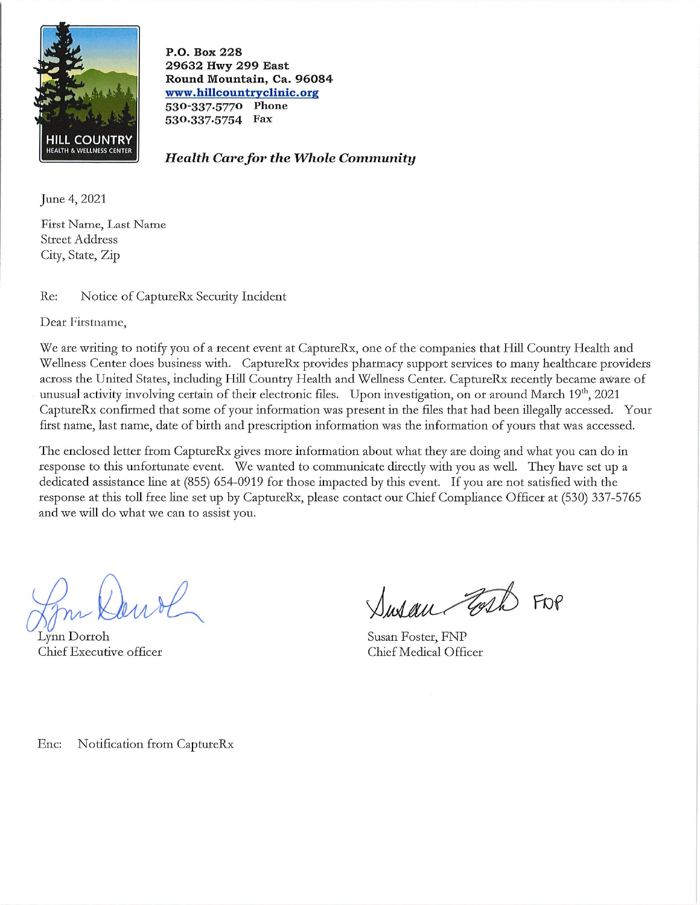HILL COUNTRY
HEALTH & WELLNESS CENTER

**P.O. Box 228**
**29632 Hwy 299 East**
**Round Mountain, Ca. 96084**
**www.hillcountryclinic.org**
**530-337-5770 Phone**
**530-337-5754 Fax**

***Health Care for the Whole Community***

June 4, 2021

First Name, Last Name
Street Address
City, State, Zip

Re: Notice of CaptureRx Security Incident

Dear Firstname,

We are writing to notify you of a recent event at CaptureRx, one of the companies that Hill Country Health and Wellness Center does business with. CaptureRx provides pharmacy support services to many healthcare providers across the United States, including Hill Country Health and Wellness Center. CaptureRx recently became aware of unusual activity involving certain of their electronic files. Upon investigation, on or around March 19th, 2021 CaptureRx confirmed that some of your information was present in the files that had been illegally accessed. Your first name, last name, date of birth and prescription information was the information of yours that was accessed.

The enclosed letter from CaptureRx gives more information about what they are doing and what you can do in response to this unfortunate event. We wanted to communicate directly with you as well. They have set up a dedicated assistance line at (855) 654-0919 for those impacted by this event. If you are not satisfied with the response at this toll free line set up by CaptureRx, please contact our Chief Compliance Officer at (530) 337-5765 and we will do what we can to assist you.

Lynn Dorroh
Chief Executive officer

Susan Foster, FNP
Chief Medical Officer

Enc: Notification from CaptureRx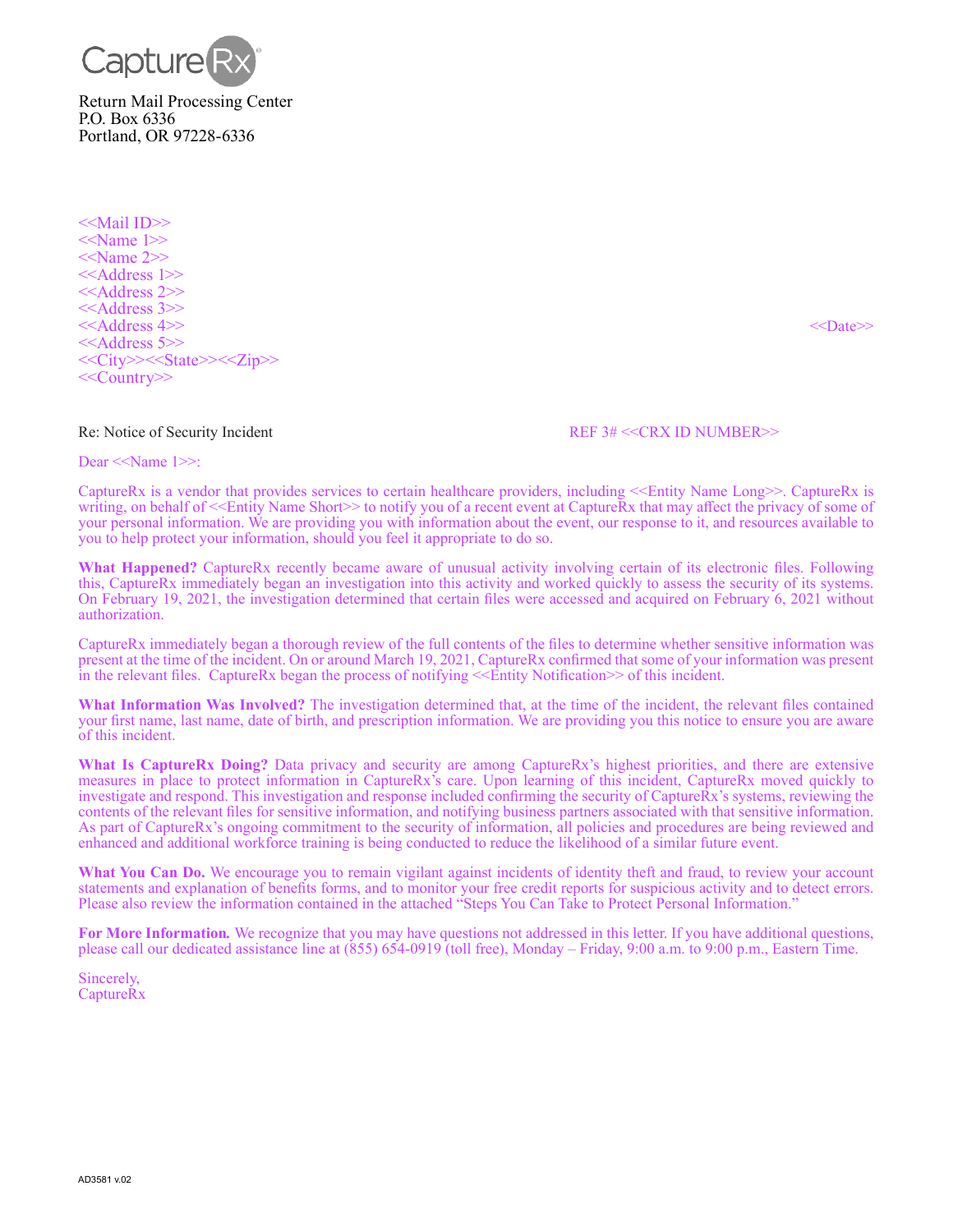CaptureRx

Return Mail Processing Center
P.O. Box 6336
Portland, OR 97228-6336

<<Mail ID>>
<<Name 1>>
<<Name 2>>
<<Address 1>>
<<Address 2>>
<<Address 3>>
<<Address 4>>
<<Address 5>>
<<City>><<State>><<Zip>>
<<Country>>

<<Date>>

Re: Notice of Security Incident

REF 3# <<CRX ID NUMBER>>

Dear <<Name 1>>:

CaptureRx is a vendor that provides services to certain healthcare providers, including <<Entity Name Long>>. CaptureRx is writing, on behalf of <<Entity Name Short>> to notify you of a recent event at CaptureRx that may affect the privacy of some of your personal information. We are providing you with information about the event, our response to it, and resources available to you to help protect your information, should you feel it appropriate to do so.

**What Happened?** CaptureRx recently became aware of unusual activity involving certain of its electronic files. Following this, CaptureRx immediately began an investigation into this activity and worked quickly to assess the security of its systems. On February 19, 2021, the investigation determined that certain files were accessed and acquired on February 6, 2021 without authorization.

CaptureRx immediately began a thorough review of the full contents of the files to determine whether sensitive information was present at the time of the incident. On or around March 19, 2021, CaptureRx confirmed that some of your information was present in the relevant files. CaptureRx began the process of notifying <<Entity Notification>> of this incident.

**What Information Was Involved?** The investigation determined that, at the time of the incident, the relevant files contained your first name, last name, date of birth, and prescription information. We are providing you this notice to ensure you are aware of this incident.

**What Is CaptureRx Doing?** Data privacy and security are among CaptureRx's highest priorities, and there are extensive measures in place to protect information in CaptureRx's care. Upon learning of this incident, CaptureRx moved quickly to investigate and respond. This investigation and response included confirming the security of CaptureRx's systems, reviewing the contents of the relevant files for sensitive information, and notifying business partners associated with that sensitive information. As part of CaptureRx's ongoing commitment to the security of information, all policies and procedures are being reviewed and enhanced and additional workforce training is being conducted to reduce the likelihood of a similar future event.

**What You Can Do.** We encourage you to remain vigilant against incidents of identity theft and fraud, to review your account statements and explanation of benefits forms, and to monitor your free credit reports for suspicious activity and to detect errors. Please also review the information contained in the attached "Steps You Can Take to Protect Personal Information."

**For More Information.** We recognize that you may have questions not addressed in this letter. If you have additional questions, please call our dedicated assistance line at (855) 654-0919 (toll free), Monday – Friday, 9:00 a.m. to 9:00 p.m., Eastern Time.

Sincerely,
CaptureRx

AD3581 v.02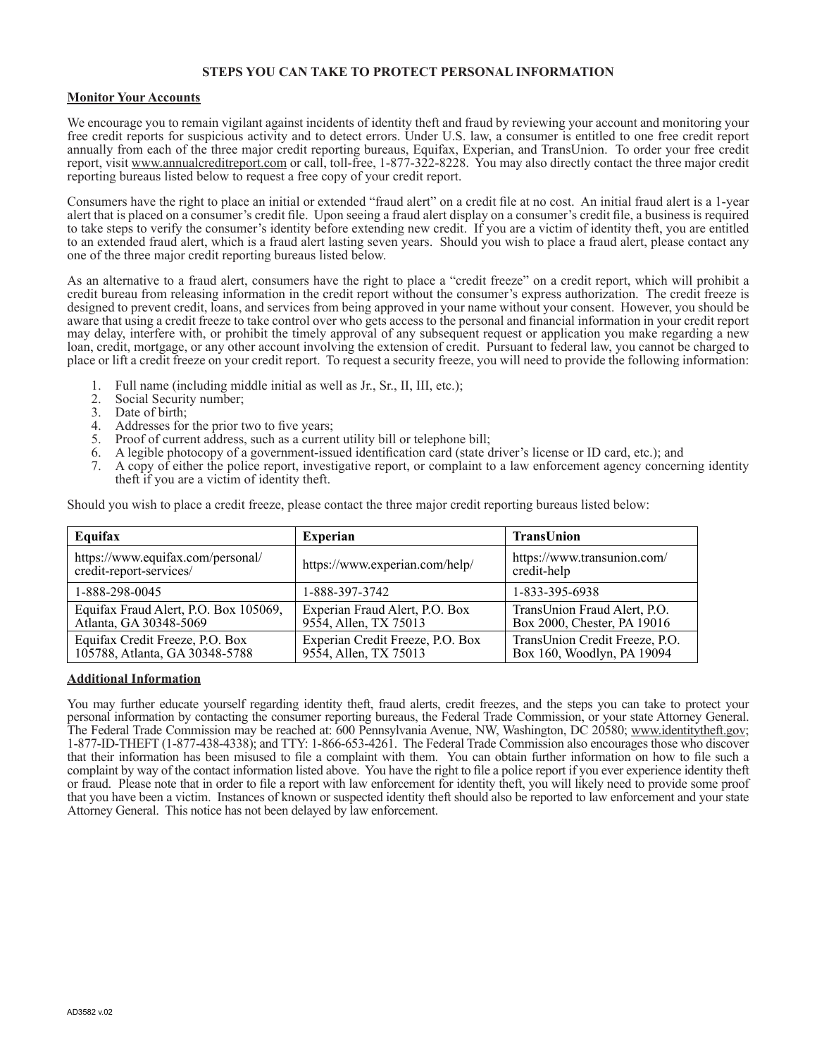## STEPS YOU CAN TAKE TO PROTECT PERSONAL INFORMATION

**Monitor Your Accounts**

We encourage you to remain vigilant against incidents of identity theft and fraud by reviewing your account and monitoring your free credit reports for suspicious activity and to detect errors. Under U.S. law, a consumer is entitled to one free credit report annually from each of the three major credit reporting bureaus, Equifax, Experian, and TransUnion. To order your free credit report, visit www.annualcreditreport.com or call, toll-free, 1-877-322-8228. You may also directly contact the three major credit reporting bureaus listed below to request a free copy of your credit report.

Consumers have the right to place an initial or extended "fraud alert" on a credit file at no cost. An initial fraud alert is a 1-year alert that is placed on a consumer's credit file. Upon seeing a fraud alert display on a consumer's credit file, a business is required to take steps to verify the consumer's identity before extending new credit. If you are a victim of identity theft, you are entitled to an extended fraud alert, which is a fraud alert lasting seven years. Should you wish to place a fraud alert, please contact any one of the three major credit reporting bureaus listed below.

As an alternative to a fraud alert, consumers have the right to place a "credit freeze" on a credit report, which will prohibit a credit bureau from releasing information in the credit report without the consumer's express authorization. The credit freeze is designed to prevent credit, loans, and services from being approved in your name without your consent. However, you should be aware that using a credit freeze to take control over who gets access to the personal and financial information in your credit report may delay, interfere with, or prohibit the timely approval of any subsequent request or application you make regarding a new loan, credit, mortgage, or any other account involving the extension of credit. Pursuant to federal law, you cannot be charged to place or lift a credit freeze on your credit report. To request a security freeze, you will need to provide the following information:

1. Full name (including middle initial as well as Jr., Sr., II, III, etc.);
2. Social Security number;
3. Date of birth;
4. Addresses for the prior two to five years;
5. Proof of current address, such as a current utility bill or telephone bill;
6. A legible photocopy of a government-issued identification card (state driver's license or ID card, etc.); and
7. A copy of either the police report, investigative report, or complaint to a law enforcement agency concerning identity theft if you are a victim of identity theft.

Should you wish to place a credit freeze, please contact the three major credit reporting bureaus listed below:

| Equifax | Experian | TransUnion |
|---|---|---|
| https://www.equifax.com/personal/credit-report-services/ | https://www.experian.com/help/ | https://www.transunion.com/credit-help |
| 1-888-298-0045 | 1-888-397-3742 | 1-833-395-6938 |
| Equifax Fraud Alert, P.O. Box 105069, Atlanta, GA 30348-5069 | Experian Fraud Alert, P.O. Box 9554, Allen, TX 75013 | TransUnion Fraud Alert, P.O. Box 2000, Chester, PA 19016 |
| Equifax Credit Freeze, P.O. Box 105788, Atlanta, GA 30348-5788 | Experian Credit Freeze, P.O. Box 9554, Allen, TX 75013 | TransUnion Credit Freeze, P.O. Box 160, Woodlyn, PA 19094 |

**Additional Information**

You may further educate yourself regarding identity theft, fraud alerts, credit freezes, and the steps you can take to protect your personal information by contacting the consumer reporting bureaus, the Federal Trade Commission, or your state Attorney General. The Federal Trade Commission may be reached at: 600 Pennsylvania Avenue, NW, Washington, DC 20580; www.identitytheft.gov; 1-877-ID-THEFT (1-877-438-4338); and TTY: 1-866-653-4261. The Federal Trade Commission also encourages those who discover that their information has been misused to file a complaint with them. You can obtain further information on how to file such a complaint by way of the contact information listed above. You have the right to file a police report if you ever experience identity theft or fraud. Please note that in order to file a report with law enforcement for identity theft, you will likely need to provide some proof that you have been a victim. Instances of known or suspected identity theft should also be reported to law enforcement and your state Attorney General. This notice has not been delayed by law enforcement.

AD3582 v.02